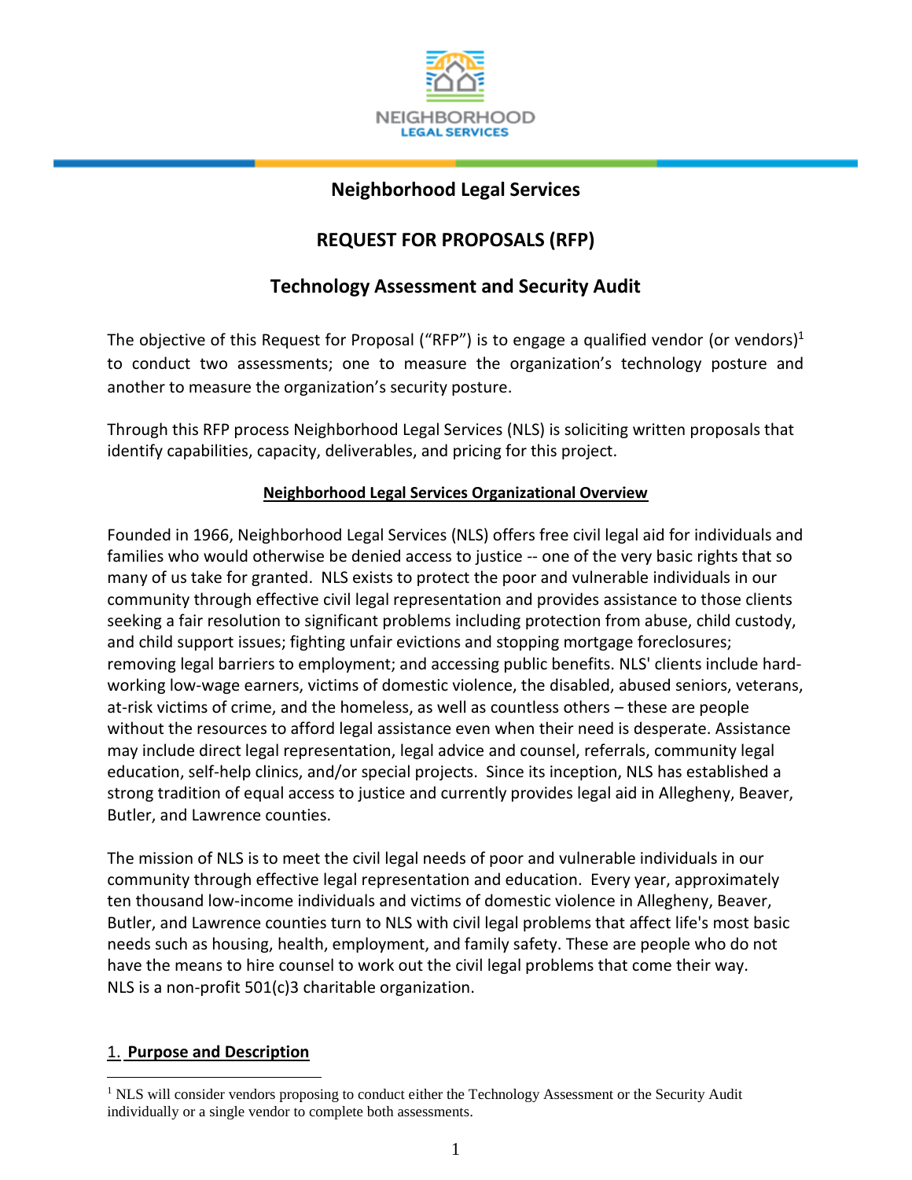# Neighborhood Legal Services

## REQUEST FOR PROPOSALS (RFP)

## Technology Assessment and Security Audit

The objective of this Request for Proposal ("RFP") is to engage a qualified vendor (or vendors)[1] to conduct two assessments; one to measure the organization's technology posture and another to measure the organization's security posture.

Through this RFP process Neighborhood Legal Services (NLS) is soliciting written proposals that identify capabilities, capacity, deliverables, and pricing for this project.

**Neighborhood Legal Services Organizational Overview**

Founded in 1966, Neighborhood Legal Services (NLS) offers free civil legal aid for individuals and families who would otherwise be denied access to justice -- one of the very basic rights that so many of us take for granted. NLS exists to protect the poor and vulnerable individuals in our community through effective civil legal representation and provides assistance to those clients seeking a fair resolution to significant problems including protection from abuse, child custody, and child support issues; fighting unfair evictions and stopping mortgage foreclosures; removing legal barriers to employment; and accessing public benefits. NLS' clients include hard-working low-wage earners, victims of domestic violence, the disabled, abused seniors, veterans, at-risk victims of crime, and the homeless, as well as countless others – these are people without the resources to afford legal assistance even when their need is desperate. Assistance may include direct legal representation, legal advice and counsel, referrals, community legal education, self-help clinics, and/or special projects. Since its inception, NLS has established a strong tradition of equal access to justice and currently provides legal aid in Allegheny, Beaver, Butler, and Lawrence counties.

The mission of NLS is to meet the civil legal needs of poor and vulnerable individuals in our community through effective legal representation and education. Every year, approximately ten thousand low-income individuals and victims of domestic violence in Allegheny, Beaver, Butler, and Lawrence counties turn to NLS with civil legal problems that affect life's most basic needs such as housing, health, employment, and family safety. These are people who do not have the means to hire counsel to work out the civil legal problems that come their way. NLS is a non-profit 501(c)3 charitable organization.

### 1. Purpose and Description

[1] NLS will consider vendors proposing to conduct either the Technology Assessment or the Security Audit individually or a single vendor to complete both assessments.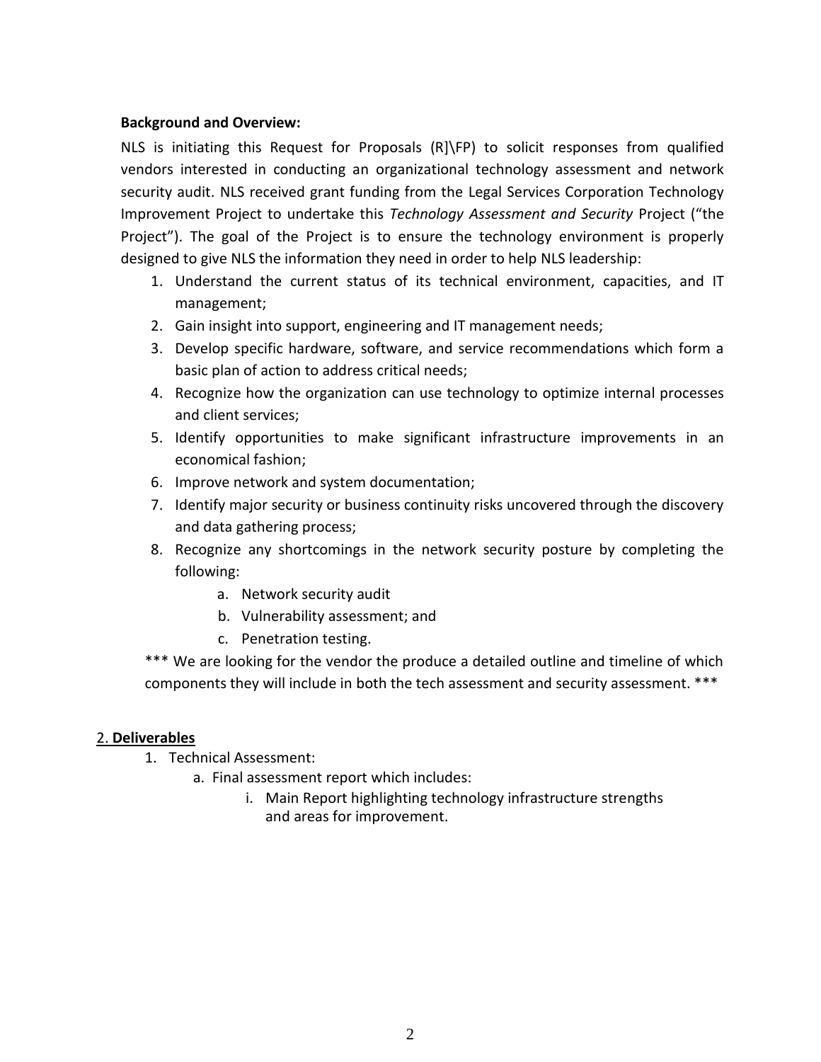**Background and Overview:**

NLS is initiating this Request for Proposals (R]\FP) to solicit responses from qualified vendors interested in conducting an organizational technology assessment and network security audit. NLS received grant funding from the Legal Services Corporation Technology Improvement Project to undertake this *Technology Assessment and Security* Project ("the Project"). The goal of the Project is to ensure the technology environment is properly designed to give NLS the information they need in order to help NLS leadership:

1. Understand the current status of its technical environment, capacities, and IT management;
2. Gain insight into support, engineering and IT management needs;
3. Develop specific hardware, software, and service recommendations which form a basic plan of action to address critical needs;
4. Recognize how the organization can use technology to optimize internal processes and client services;
5. Identify opportunities to make significant infrastructure improvements in an economical fashion;
6. Improve network and system documentation;
7. Identify major security or business continuity risks uncovered through the discovery and data gathering process;
8. Recognize any shortcomings in the network security posture by completing the following:
    a. Network security audit
    b. Vulnerability assessment; and
    c. Penetration testing.

*** We are looking for the vendor the produce a detailed outline and timeline of which components they will include in both the tech assessment and security assessment. ***

2. **Deliverables**

1. Technical Assessment:
    a. Final assessment report which includes:
        i. Main Report highlighting technology infrastructure strengths and areas for improvement.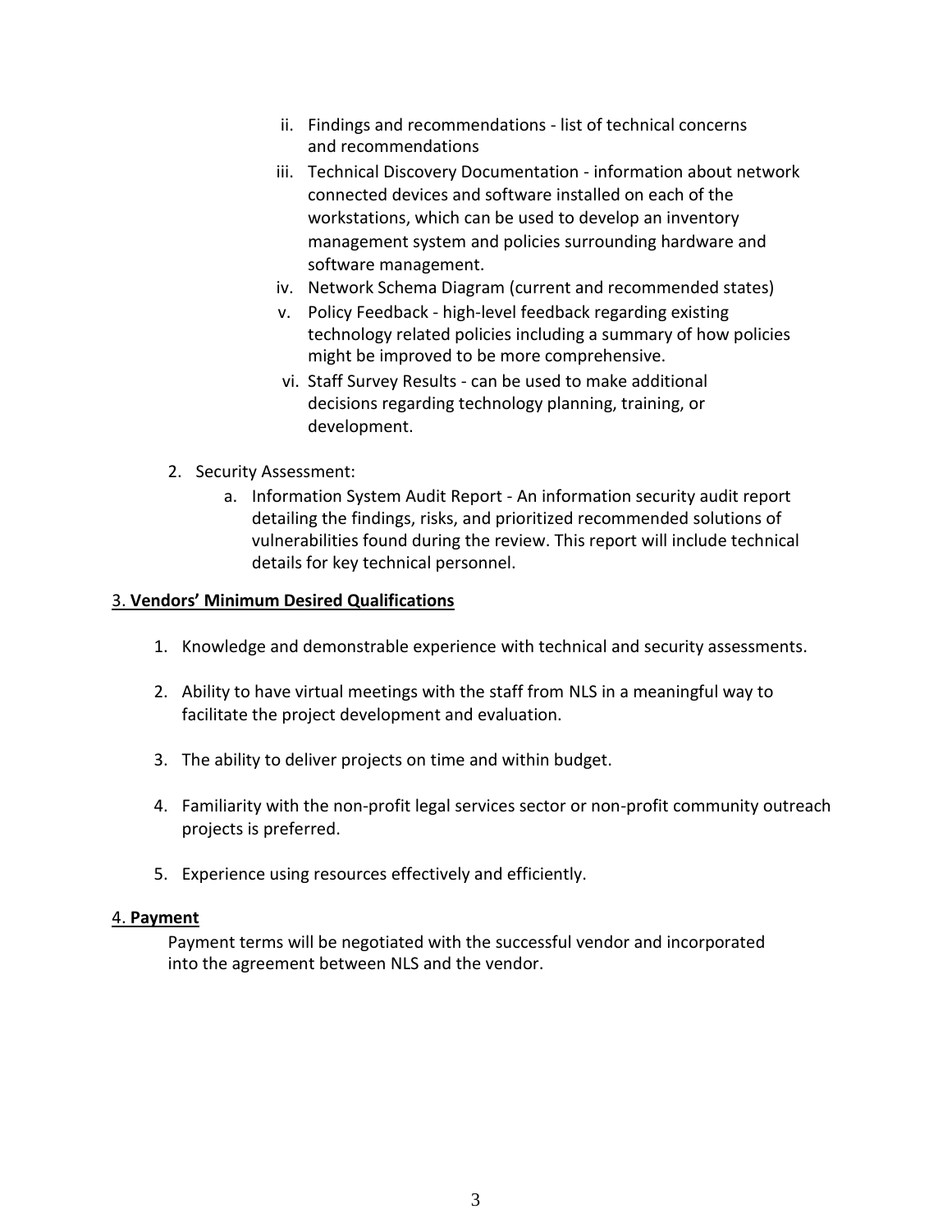ii. Findings and recommendations - list of technical concerns and recommendations

iii. Technical Discovery Documentation - information about network connected devices and software installed on each of the workstations, which can be used to develop an inventory management system and policies surrounding hardware and software management.

iv. Network Schema Diagram (current and recommended states)

v. Policy Feedback - high-level feedback regarding existing technology related policies including a summary of how policies might be improved to be more comprehensive.

vi. Staff Survey Results - can be used to make additional decisions regarding technology planning, training, or development.

2. Security Assessment:
   a. Information System Audit Report - An information security audit report detailing the findings, risks, and prioritized recommended solutions of vulnerabilities found during the review. This report will include technical details for key technical personnel.

## 3. **Vendors' Minimum Desired Qualifications**

1. Knowledge and demonstrable experience with technical and security assessments.

2. Ability to have virtual meetings with the staff from NLS in a meaningful way to facilitate the project development and evaluation.

3. The ability to deliver projects on time and within budget.

4. Familiarity with the non-profit legal services sector or non-profit community outreach projects is preferred.

5. Experience using resources effectively and efficiently.

## 4. **Payment**

Payment terms will be negotiated with the successful vendor and incorporated into the agreement between NLS and the vendor.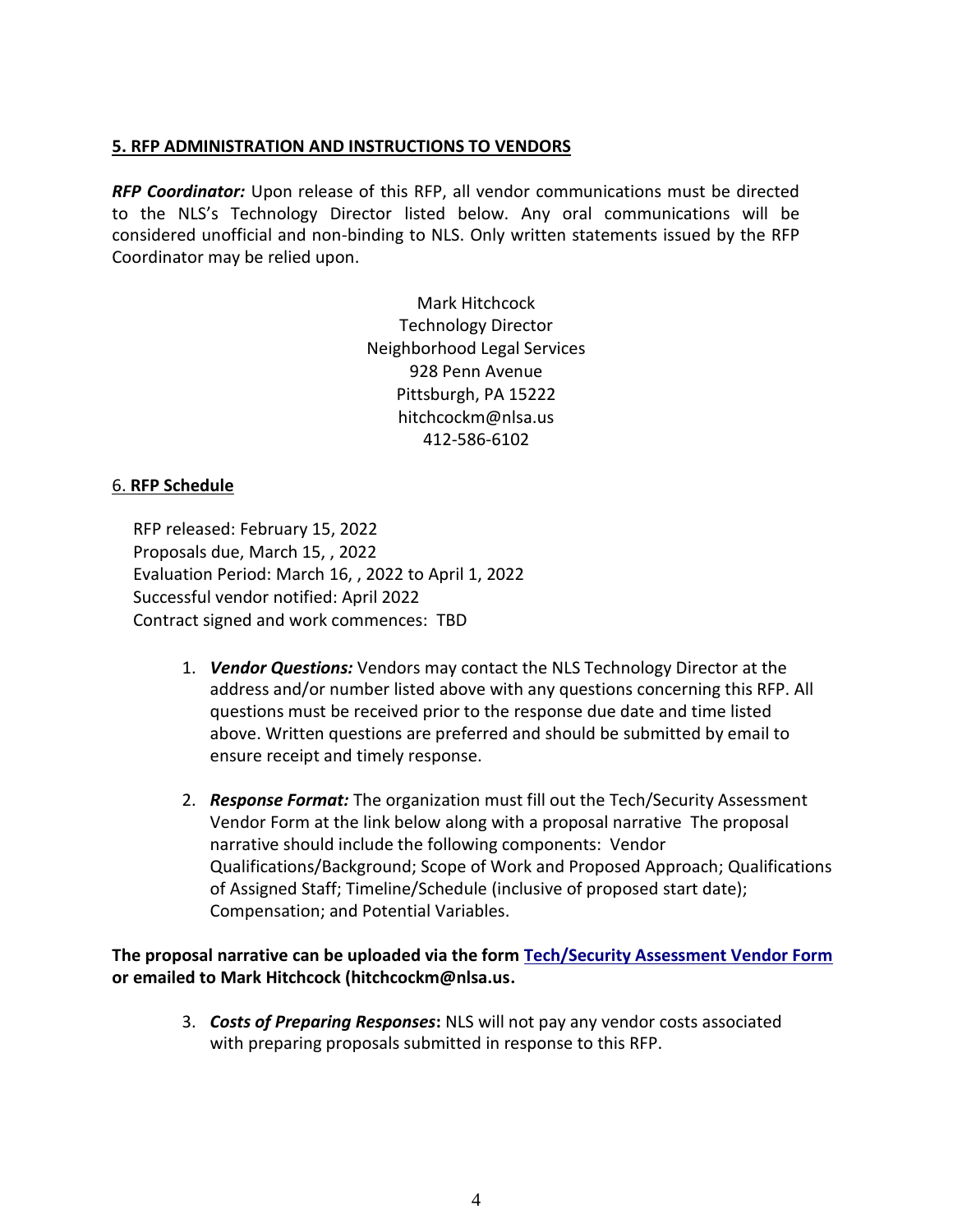## 5. RFP ADMINISTRATION AND INSTRUCTIONS TO VENDORS

***RFP Coordinator:*** Upon release of this RFP, all vendor communications must be directed to the NLS's Technology Director listed below. Any oral communications will be considered unofficial and non-binding to NLS. Only written statements issued by the RFP Coordinator may be relied upon.

Mark Hitchcock
Technology Director
Neighborhood Legal Services
928 Penn Avenue
Pittsburgh, PA 15222
hitchcockm@nlsa.us
412-586-6102

## 6. RFP Schedule

RFP released: February 15, 2022
Proposals due, March 15, , 2022
Evaluation Period: March 16, , 2022 to April 1, 2022
Successful vendor notified: April 2022
Contract signed and work commences: TBD

1. ***Vendor Questions:*** Vendors may contact the NLS Technology Director at the address and/or number listed above with any questions concerning this RFP. All questions must be received prior to the response due date and time listed above. Written questions are preferred and should be submitted by email to ensure receipt and timely response.

2. ***Response Format:*** The organization must fill out the Tech/Security Assessment Vendor Form at the link below along with a proposal narrative The proposal narrative should include the following components: Vendor Qualifications/Background; Scope of Work and Proposed Approach; Qualifications of Assigned Staff; Timeline/Schedule (inclusive of proposed start date); Compensation; and Potential Variables.

**The proposal narrative can be uploaded via the form Tech/Security Assessment Vendor Form or emailed to Mark Hitchcock (hitchcockm@nlsa.us.**

3. ***Costs of Preparing Responses*:** NLS will not pay any vendor costs associated with preparing proposals submitted in response to this RFP.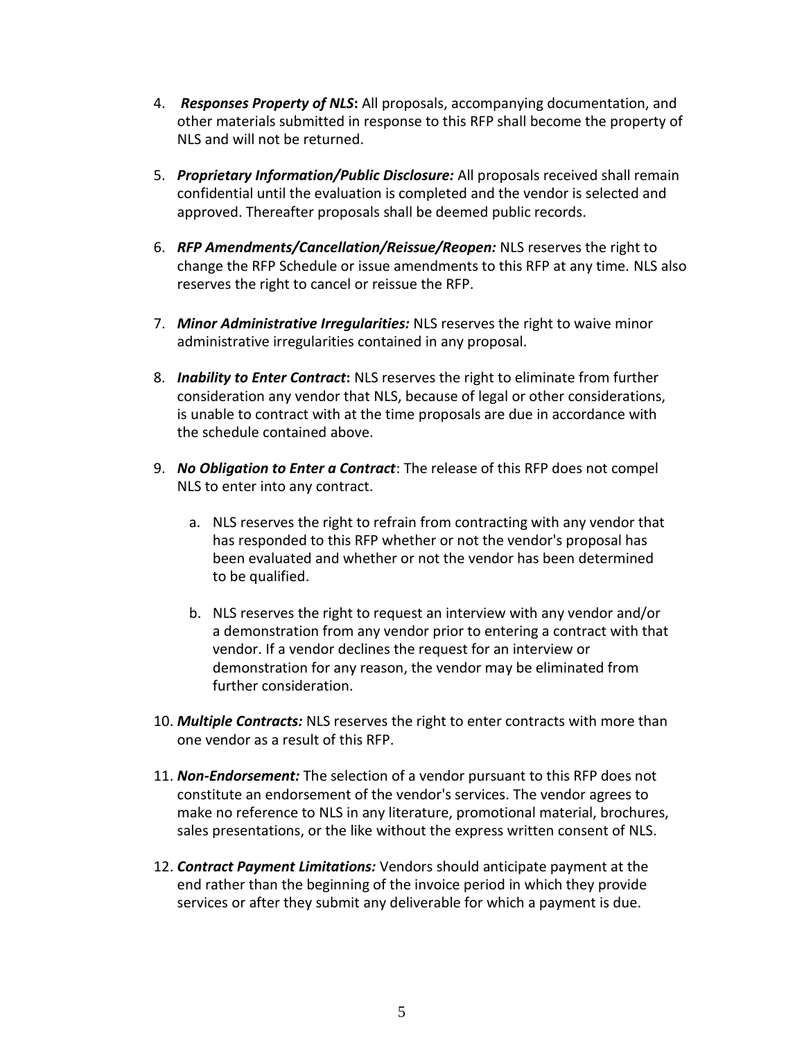4. ***Responses Property of NLS*:** All proposals, accompanying documentation, and other materials submitted in response to this RFP shall become the property of NLS and will not be returned.

5. ***Proprietary Information/Public Disclosure:*** All proposals received shall remain confidential until the evaluation is completed and the vendor is selected and approved. Thereafter proposals shall be deemed public records.

6. ***RFP Amendments/Cancellation/Reissue/Reopen:*** NLS reserves the right to change the RFP Schedule or issue amendments to this RFP at any time. NLS also reserves the right to cancel or reissue the RFP.

7. ***Minor Administrative Irregularities:*** NLS reserves the right to waive minor administrative irregularities contained in any proposal.

8. ***Inability to Enter Contract*:** NLS reserves the right to eliminate from further consideration any vendor that NLS, because of legal or other considerations, is unable to contract with at the time proposals are due in accordance with the schedule contained above.

9. ***No Obligation to Enter a Contract***: The release of this RFP does not compel NLS to enter into any contract.

   a. NLS reserves the right to refrain from contracting with any vendor that has responded to this RFP whether or not the vendor's proposal has been evaluated and whether or not the vendor has been determined to be qualified.

   b. NLS reserves the right to request an interview with any vendor and/or a demonstration from any vendor prior to entering a contract with that vendor. If a vendor declines the request for an interview or demonstration for any reason, the vendor may be eliminated from further consideration.

10. ***Multiple Contracts:*** NLS reserves the right to enter contracts with more than one vendor as a result of this RFP.

11. ***Non-Endorsement:*** The selection of a vendor pursuant to this RFP does not constitute an endorsement of the vendor's services. The vendor agrees to make no reference to NLS in any literature, promotional material, brochures, sales presentations, or the like without the express written consent of NLS.

12. ***Contract Payment Limitations:*** Vendors should anticipate payment at the end rather than the beginning of the invoice period in which they provide services or after they submit any deliverable for which a payment is due.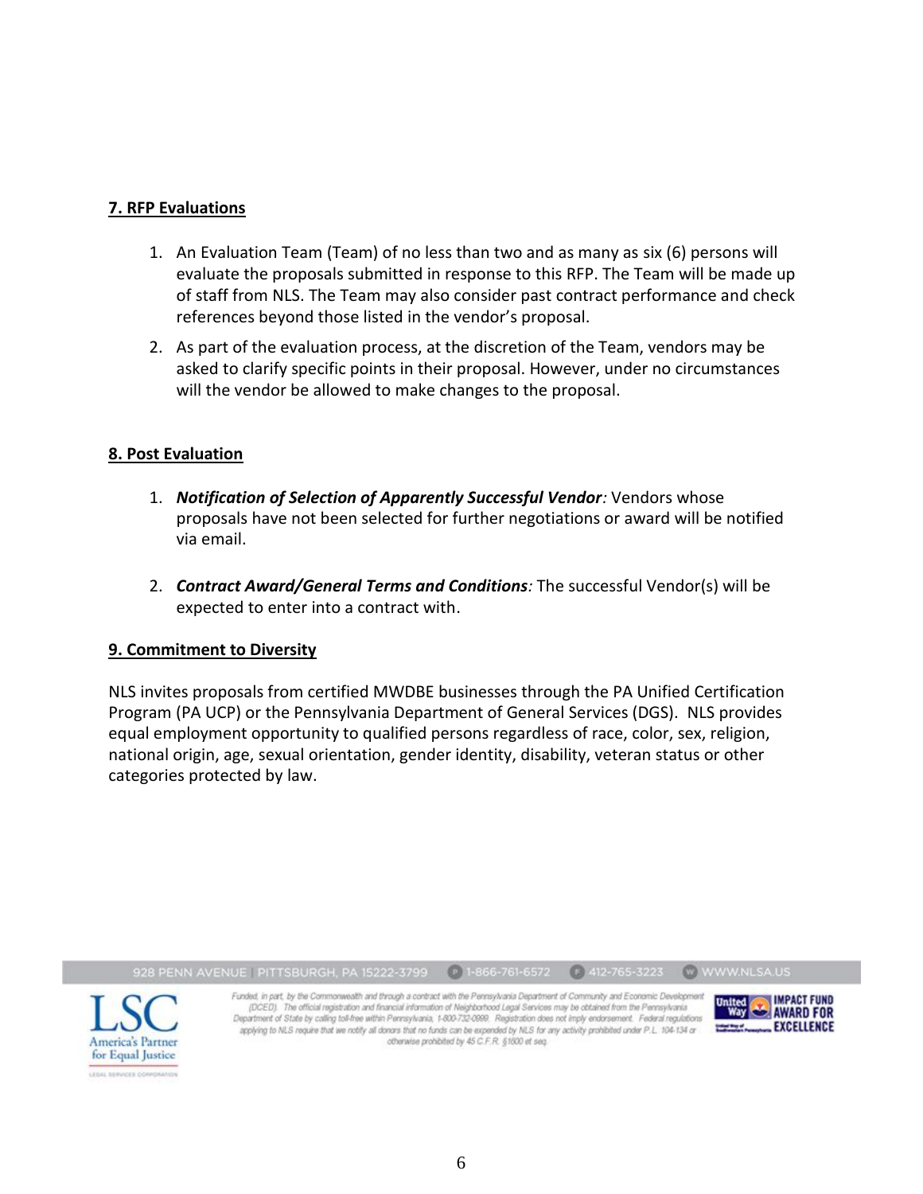## 7. RFP Evaluations

1. An Evaluation Team (Team) of no less than two and as many as six (6) persons will evaluate the proposals submitted in response to this RFP. The Team will be made up of staff from NLS. The Team may also consider past contract performance and check references beyond those listed in the vendor's proposal.
2. As part of the evaluation process, at the discretion of the Team, vendors may be asked to clarify specific points in their proposal. However, under no circumstances will the vendor be allowed to make changes to the proposal.

## 8. Post Evaluation

1. ***Notification of Selection of Apparently Successful Vendor***: Vendors whose proposals have not been selected for further negotiations or award will be notified via email.
2. ***Contract Award/General Terms and Conditions***: The successful Vendor(s) will be expected to enter into a contract with.

## 9. Commitment to Diversity

NLS invites proposals from certified MWDBE businesses through the PA Unified Certification Program (PA UCP) or the Pennsylvania Department of General Services (DGS). NLS provides equal employment opportunity to qualified persons regardless of race, color, sex, religion, national origin, age, sexual orientation, gender identity, disability, veteran status or other categories protected by law.

928 PENN AVENUE | PITTSBURGH, PA 15222-3799 1-866-761-6572 412-765-3223 WWW.NLSA.US

LSC America's Partner for Equal Justice

Funded, in part, by the Commonwealth and through a contract with the Pennsylvania Department of Community and Economic Development (DCED). The official registration and financial information of Neighborhood Legal Services may be obtained from the Pennsylvania Department of State by calling toll-free within Pennsylvania, 1-800-732-0999. Registration does not imply endorsement. Federal regulations applying to NLS require that we notify all donors that no funds can be expended by NLS for any activity prohibited under P.L. 104-134 or otherwise prohibited by 45 C.F.R. §1600 et seq.

United Way IMPACT FUND AWARD FOR EXCELLENCE